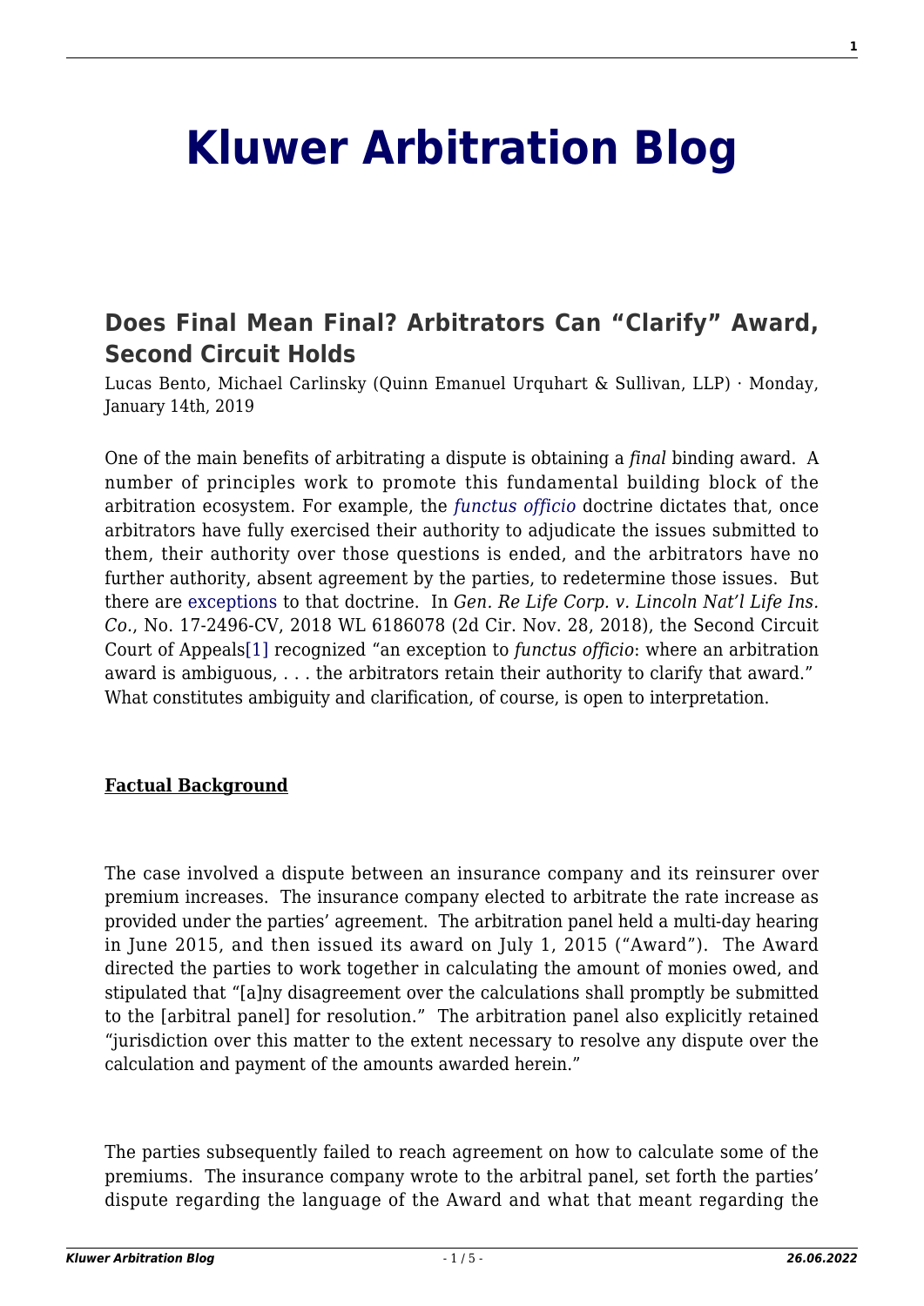# Kluwer Arbitration Blog

## Does Final Mean Final? Arbitrators Can "Clarify" Award, Second Circuit Holds

Lucas Bento, Michael Carlinsky (Quinn Emanuel Urquhart & Sullivan, LLP) · Monday, January 14th, 2019

One of the main benefits of arbitrating a dispute is obtaining a *final* binding award. A number of principles work to promote this fundamental building block of the arbitration ecosystem. For example, the *functus officio* doctrine dictates that, once arbitrators have fully exercised their authority to adjudicate the issues submitted to them, their authority over those questions is ended, and the arbitrators have no further authority, absent agreement by the parties, to redetermine those issues. But there are exceptions to that doctrine. In *Gen. Re Life Corp. v. Lincoln Nat'l Life Ins. Co.*, No. 17-2496-CV, 2018 WL 6186078 (2d Cir. Nov. 28, 2018), the Second Circuit Court of Appeals[1] recognized "an exception to *functus officio*: where an arbitration award is ambiguous, . . . the arbitrators retain their authority to clarify that award." What constitutes ambiguity and clarification, of course, is open to interpretation.

**Factual Background**

The case involved a dispute between an insurance company and its reinsurer over premium increases. The insurance company elected to arbitrate the rate increase as provided under the parties' agreement. The arbitration panel held a multi-day hearing in June 2015, and then issued its award on July 1, 2015 ("Award"). The Award directed the parties to work together in calculating the amount of monies owed, and stipulated that "[a]ny disagreement over the calculations shall promptly be submitted to the [arbitral panel] for resolution." The arbitration panel also explicitly retained "jurisdiction over this matter to the extent necessary to resolve any dispute over the calculation and payment of the amounts awarded herein."

The parties subsequently failed to reach agreement on how to calculate some of the premiums. The insurance company wrote to the arbitral panel, set forth the parties' dispute regarding the language of the Award and what that meant regarding the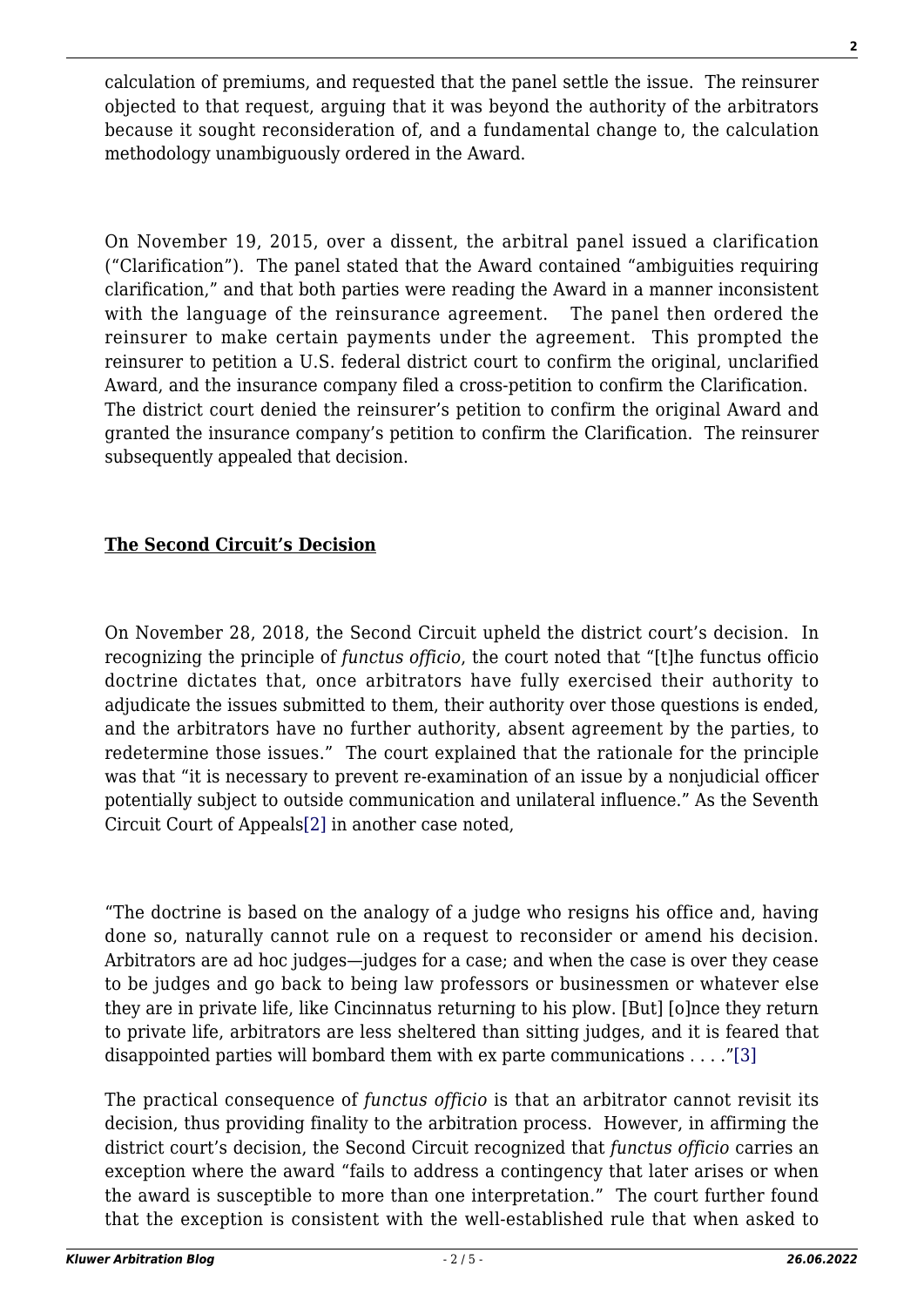calculation of premiums, and requested that the panel settle the issue. The reinsurer objected to that request, arguing that it was beyond the authority of the arbitrators because it sought reconsideration of, and a fundamental change to, the calculation methodology unambiguously ordered in the Award.

On November 19, 2015, over a dissent, the arbitral panel issued a clarification ("Clarification"). The panel stated that the Award contained "ambiguities requiring clarification," and that both parties were reading the Award in a manner inconsistent with the language of the reinsurance agreement. The panel then ordered the reinsurer to make certain payments under the agreement. This prompted the reinsurer to petition a U.S. federal district court to confirm the original, unclarified Award, and the insurance company filed a cross-petition to confirm the Clarification. The district court denied the reinsurer's petition to confirm the original Award and granted the insurance company's petition to confirm the Clarification. The reinsurer subsequently appealed that decision.

**The Second Circuit's Decision**

On November 28, 2018, the Second Circuit upheld the district court's decision. In recognizing the principle of *functus officio*, the court noted that "[t]he functus officio doctrine dictates that, once arbitrators have fully exercised their authority to adjudicate the issues submitted to them, their authority over those questions is ended, and the arbitrators have no further authority, absent agreement by the parties, to redetermine those issues." The court explained that the rationale for the principle was that "it is necessary to prevent re-examination of an issue by a nonjudicial officer potentially subject to outside communication and unilateral influence." As the Seventh Circuit Court of Appeals[2] in another case noted,

"The doctrine is based on the analogy of a judge who resigns his office and, having done so, naturally cannot rule on a request to reconsider or amend his decision. Arbitrators are ad hoc judges—judges for a case; and when the case is over they cease to be judges and go back to being law professors or businessmen or whatever else they are in private life, like Cincinnatus returning to his plow. [But] [o]nce they return to private life, arbitrators are less sheltered than sitting judges, and it is feared that disappointed parties will bombard them with ex parte communications . . . ."[3]

The practical consequence of *functus officio* is that an arbitrator cannot revisit its decision, thus providing finality to the arbitration process. However, in affirming the district court's decision, the Second Circuit recognized that *functus officio* carries an exception where the award "fails to address a contingency that later arises or when the award is susceptible to more than one interpretation." The court further found that the exception is consistent with the well-established rule that when asked to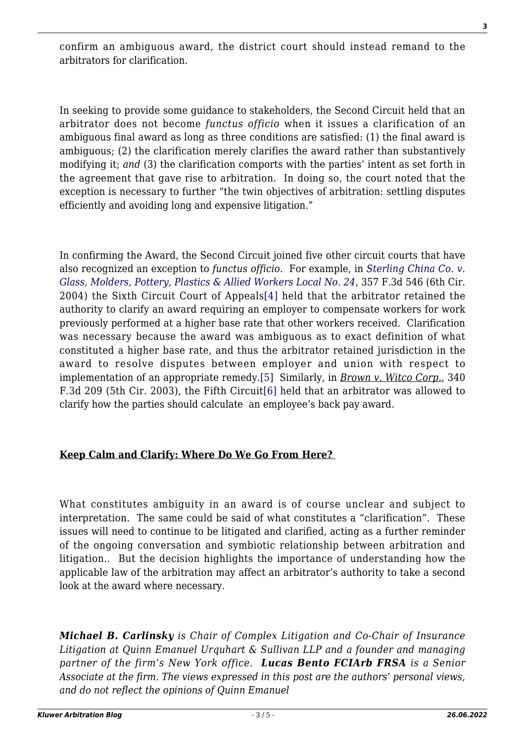confirm an ambiguous award, the district court should instead remand to the arbitrators for clarification.

In seeking to provide some guidance to stakeholders, the Second Circuit held that an arbitrator does not become *functus officio* when it issues a clarification of an ambiguous final award as long as three conditions are satisfied: (1) the final award is ambiguous; (2) the clarification merely clarifies the award rather than substantively modifying it; *and* (3) the clarification comports with the parties' intent as set forth in the agreement that gave rise to arbitration. In doing so, the court noted that the exception is necessary to further "the twin objectives of arbitration: settling disputes efficiently and avoiding long and expensive litigation."

In confirming the Award, the Second Circuit joined five other circuit courts that have also recognized an exception to *functus officio*. For example, in *Sterling China Co. v. Glass, Molders, Pottery, Plastics & Allied Workers Local No. 24*, 357 F.3d 546 (6th Cir. 2004) the Sixth Circuit Court of Appeals[4] held that the arbitrator retained the authority to clarify an award requiring an employer to compensate workers for work previously performed at a higher base rate that other workers received. Clarification was necessary because the award was ambiguous as to exact definition of what constituted a higher base rate, and thus the arbitrator retained jurisdiction in the award to resolve disputes between employer and union with respect to implementation of an appropriate remedy.[5] Similarly, in *Brown v. Witco Corp.*, 340 F.3d 209 (5th Cir. 2003), the Fifth Circuit[6] held that an arbitrator was allowed to clarify how the parties should calculate an employee's back pay award.

**Keep Calm and Clarify: Where Do We Go From Here?**

What constitutes ambiguity in an award is of course unclear and subject to interpretation. The same could be said of what constitutes a "clarification". These issues will need to continue to be litigated and clarified, acting as a further reminder of the ongoing conversation and symbiotic relationship between arbitration and litigation.. But the decision highlights the importance of understanding how the applicable law of the arbitration may affect an arbitrator's authority to take a second look at the award where necessary.

***Michael B. Carlinsky*** *is Chair of Complex Litigation and Co-Chair of Insurance Litigation at Quinn Emanuel Urquhart & Sullivan LLP and a founder and managing partner of the firm's New York office.* ***Lucas Bento FCIArb FRSA*** *is a Senior Associate at the firm. The views expressed in this post are the authors' personal views, and do not reflect the opinions of Quinn Emanuel*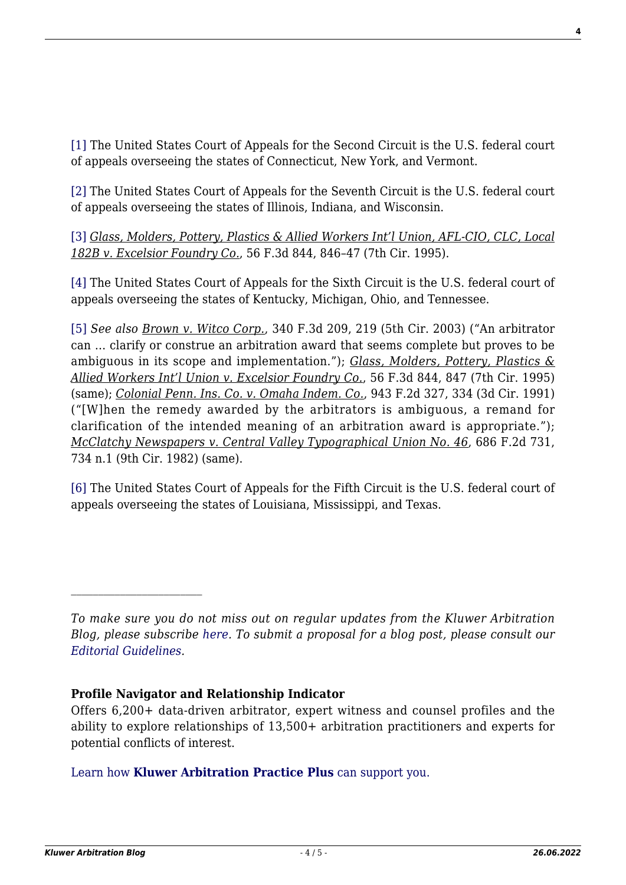[1] The United States Court of Appeals for the Second Circuit is the U.S. federal court of appeals overseeing the states of Connecticut, New York, and Vermont.

[2] The United States Court of Appeals for the Seventh Circuit is the U.S. federal court of appeals overseeing the states of Illinois, Indiana, and Wisconsin.

[3] *Glass, Molders, Pottery, Plastics & Allied Workers Int'l Union, AFL-CIO, CLC, Local 182B v. Excelsior Foundry Co.*, 56 F.3d 844, 846–47 (7th Cir. 1995).

[4] The United States Court of Appeals for the Sixth Circuit is the U.S. federal court of appeals overseeing the states of Kentucky, Michigan, Ohio, and Tennessee.

[5] *See also* *Brown v. Witco Corp.*, 340 F.3d 209, 219 (5th Cir. 2003) ("An arbitrator can … clarify or construe an arbitration award that seems complete but proves to be ambiguous in its scope and implementation."); *Glass, Molders, Pottery, Plastics & Allied Workers Int'l Union v. Excelsior Foundry Co.*, 56 F.3d 844, 847 (7th Cir. 1995) (same); *Colonial Penn. Ins. Co. v. Omaha Indem. Co.*, 943 F.2d 327, 334 (3d Cir. 1991) ("[W]hen the remedy awarded by the arbitrators is ambiguous, a remand for clarification of the intended meaning of an arbitration award is appropriate."); *McClatchy Newspapers v. Central Valley Typographical Union No. 46*, 686 F.2d 731, 734 n.1 (9th Cir. 1982) (same).

[6] The United States Court of Appeals for the Fifth Circuit is the U.S. federal court of appeals overseeing the states of Louisiana, Mississippi, and Texas.

---

*To make sure you do not miss out on regular updates from the Kluwer Arbitration Blog, please subscribe here. To submit a proposal for a blog post, please consult our Editorial Guidelines.*

**Profile Navigator and Relationship Indicator**

Offers 6,200+ data-driven arbitrator, expert witness and counsel profiles and the ability to explore relationships of 13,500+ arbitration practitioners and experts for potential conflicts of interest.

Learn how **Kluwer Arbitration Practice Plus** can support you.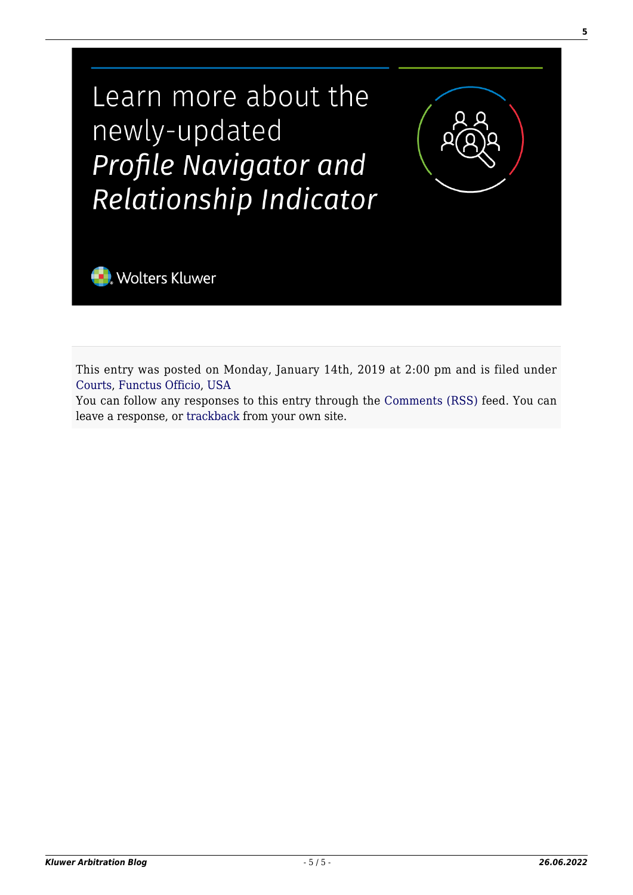Learn more about the newly-updated *Profile Navigator and Relationship Indicator*

Wolters Kluwer

This entry was posted on Monday, January 14th, 2019 at 2:00 pm and is filed under Courts, Functus Officio, USA
You can follow any responses to this entry through the Comments (RSS) feed. You can leave a response, or trackback from your own site.